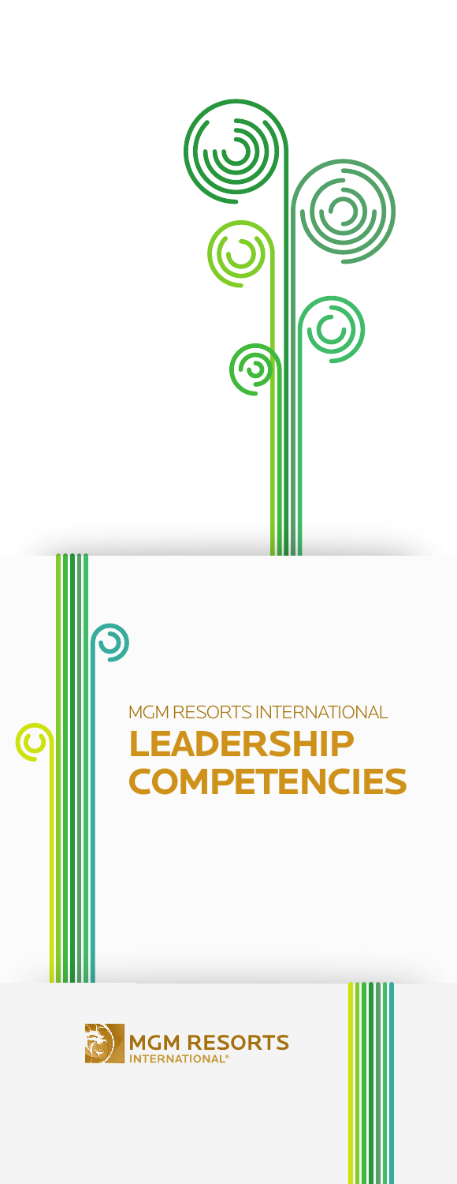MGM RESORTS INTERNATIONAL

# LEADERSHIP COMPETENCIES

MGM RESORTS INTERNATIONAL®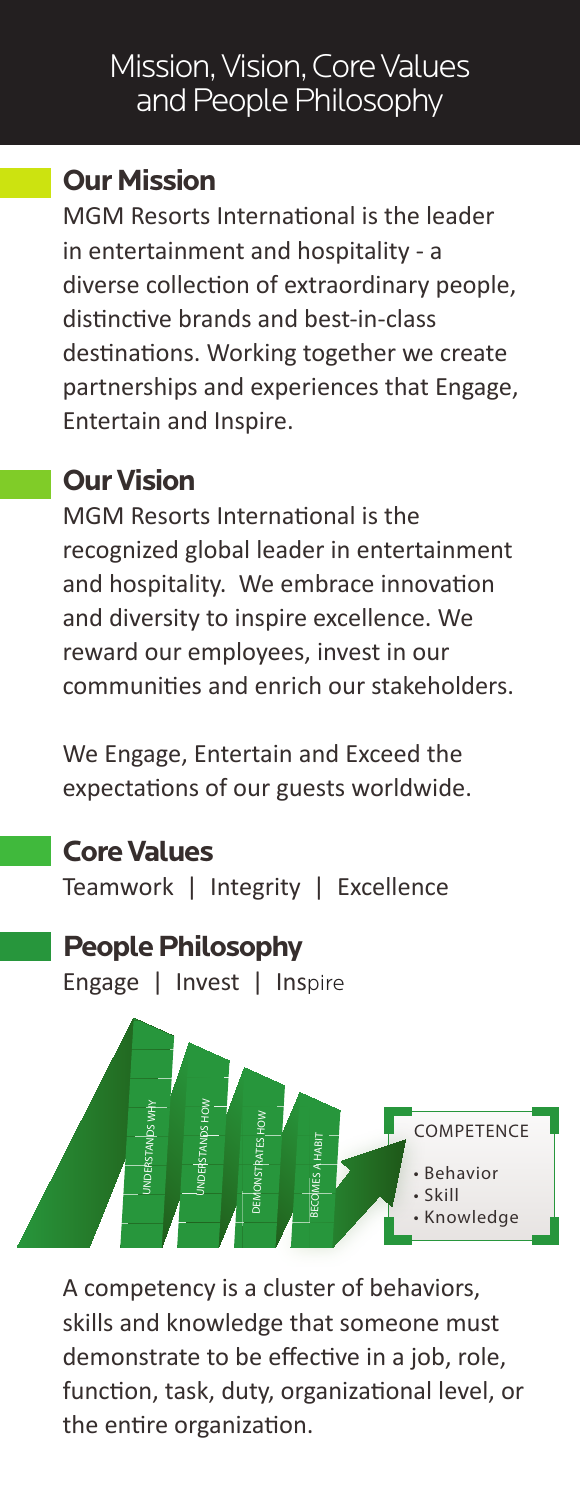# Mission, Vision, Core Values and People Philosophy

## Our Mission

MGM Resorts International is the leader in entertainment and hospitality - a diverse collection of extraordinary people, distinctive brands and best-in-class destinations. Working together we create partnerships and experiences that Engage, Entertain and Inspire.

## Our Vision

MGM Resorts International is the recognized global leader in entertainment and hospitality. We embrace innovation and diversity to inspire excellence. We reward our employees, invest in our communities and enrich our stakeholders.

We Engage, Entertain and Exceed the expectations of our guests worldwide.

## Core Values

Teamwork | Integrity | Excellence

## People Philosophy

Engage | Invest | Inspire

UNDERSTANDS WHY

UNDERSTANDS HOW

DEMONSTRATES HOW

BECOMES A HABIT

COMPETENCE

- Behavior
- Skill
- Knowledge

A competency is a cluster of behaviors, skills and knowledge that someone must demonstrate to be effective in a job, role, function, task, duty, organizational level, or the entire organization.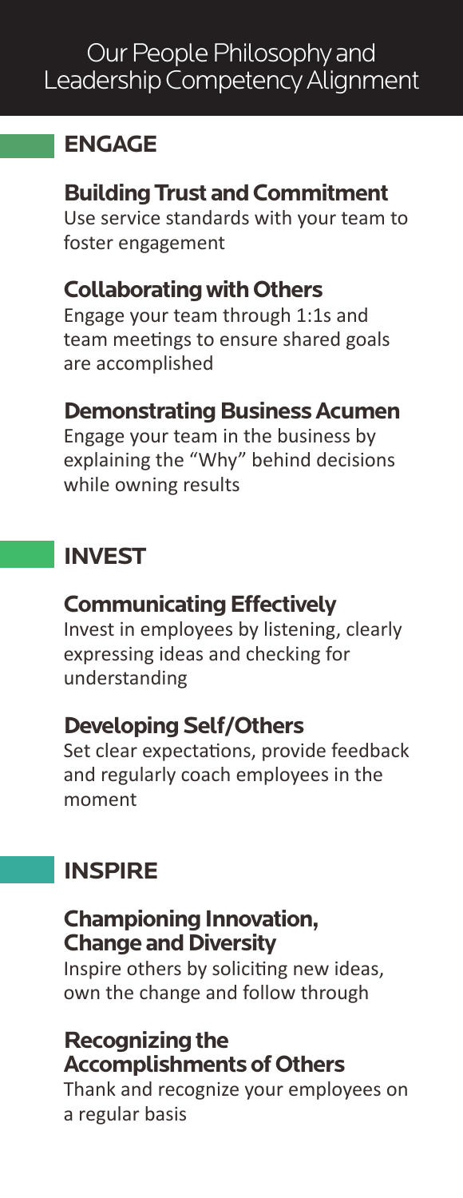# Our People Philosophy and Leadership Competency Alignment

## ENGAGE

### Building Trust and Commitment

Use service standards with your team to foster engagement

### Collaborating with Others

Engage your team through 1:1s and team meetings to ensure shared goals are accomplished

### Demonstrating Business Acumen

Engage your team in the business by explaining the "Why" behind decisions while owning results

## INVEST

### Communicating Effectively

Invest in employees by listening, clearly expressing ideas and checking for understanding

### Developing Self/Others

Set clear expectations, provide feedback and regularly coach employees in the moment

## INSPIRE

### Championing Innovation, Change and Diversity

Inspire others by soliciting new ideas, own the change and follow through

### Recognizing the Accomplishments of Others

Thank and recognize your employees on a regular basis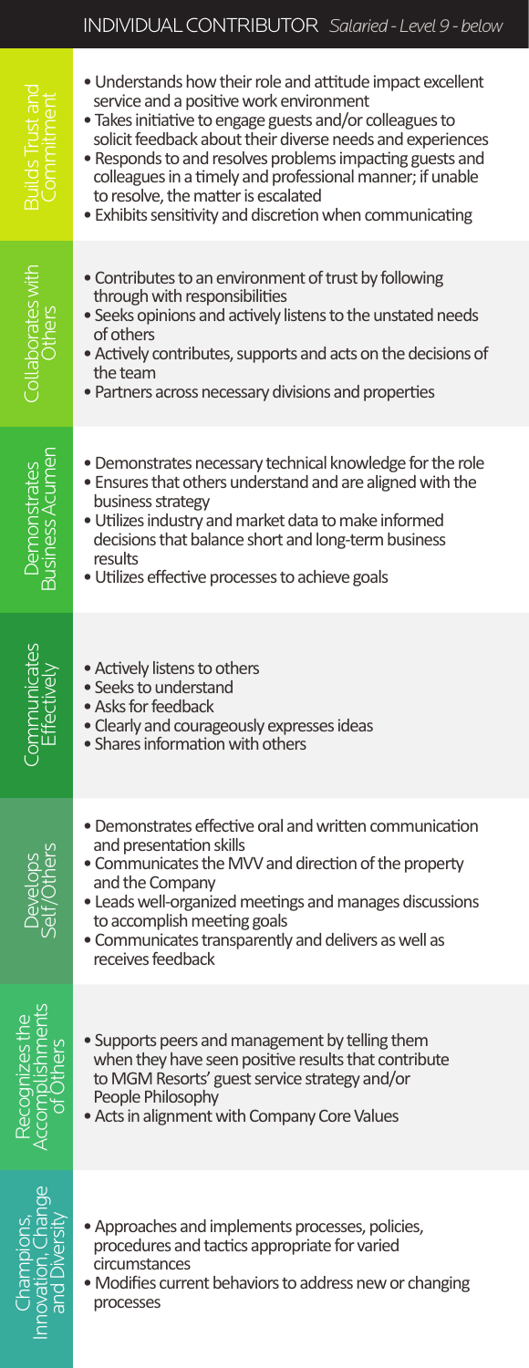# INDIVIDUAL CONTRIBUTOR *Salaried - Level 9 - below*

| Competency | Behaviors |
|---|---|
| Builds Trust and Commitment | • Understands how their role and attitude impact excellent service and a positive work environment<br>• Takes initiative to engage guests and/or colleagues to solicit feedback about their diverse needs and experiences<br>• Responds to and resolves problems impacting guests and colleagues in a timely and professional manner; if unable to resolve, the matter is escalated<br>• Exhibits sensitivity and discretion when communicating |
| Collaborates with Others | • Contributes to an environment of trust by following through with responsibilities<br>• Seeks opinions and actively listens to the unstated needs of others<br>• Actively contributes, supports and acts on the decisions of the team<br>• Partners across necessary divisions and properties |
| Demonstrates Business Acumen | • Demonstrates necessary technical knowledge for the role<br>• Ensures that others understand and are aligned with the business strategy<br>• Utilizes industry and market data to make informed decisions that balance short and long-term business results<br>• Utilizes effective processes to achieve goals |
| Communicates Effectively | • Actively listens to others<br>• Seeks to understand<br>• Asks for feedback<br>• Clearly and courageously expresses ideas<br>• Shares information with others |
| Develops Self/Others | • Demonstrates effective oral and written communication and presentation skills<br>• Communicates the MVV and direction of the property and the Company<br>• Leads well-organized meetings and manages discussions to accomplish meeting goals<br>• Communicates transparently and delivers as well as receives feedback |
| Recognizes the Accomplishments of Others | • Supports peers and management by telling them when they have seen positive results that contribute to MGM Resorts' guest service strategy and/or People Philosophy<br>• Acts in alignment with Company Core Values |
| Champions, Innovation, Change and Diversity | • Approaches and implements processes, policies, procedures and tactics appropriate for varied circumstances<br>• Modifies current behaviors to address new or changing processes |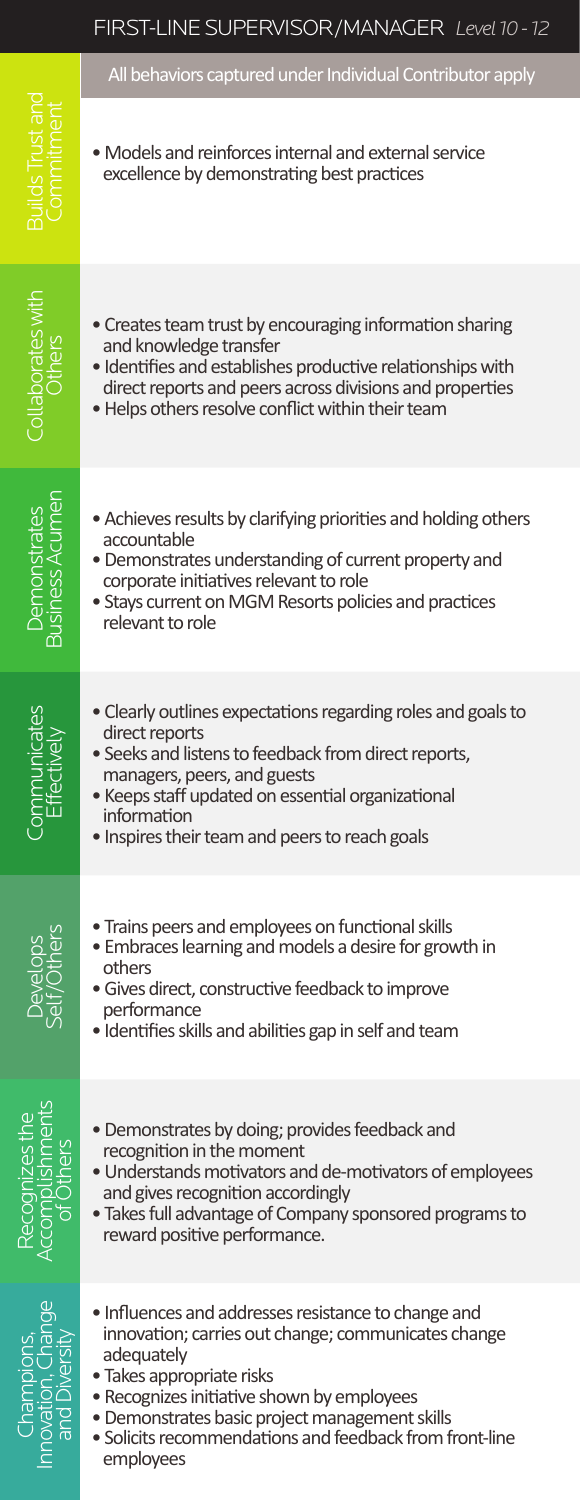## FIRST-LINE SUPERVISOR/MANAGER *Level 10 - 12*

All behaviors captured under Individual Contributor apply

### Builds Trust and Commitment

- Models and reinforces internal and external service excellence by demonstrating best practices

### Collaborates with Others

- Creates team trust by encouraging information sharing and knowledge transfer
- Identifies and establishes productive relationships with direct reports and peers across divisions and properties
- Helps others resolve conflict within their team

### Demonstrates Business Acumen

- Achieves results by clarifying priorities and holding others accountable
- Demonstrates understanding of current property and corporate initiatives relevant to role
- Stays current on MGM Resorts policies and practices relevant to role

### Communicates Effectively

- Clearly outlines expectations regarding roles and goals to direct reports
- Seeks and listens to feedback from direct reports, managers, peers, and guests
- Keeps staff updated on essential organizational information
- Inspires their team and peers to reach goals

### Develops Self/Others

- Trains peers and employees on functional skills
- Embraces learning and models a desire for growth in others
- Gives direct, constructive feedback to improve performance
- Identifies skills and abilities gap in self and team

### Recognizes the Accomplishments of Others

- Demonstrates by doing; provides feedback and recognition in the moment
- Understands motivators and de-motivators of employees and gives recognition accordingly
- Takes full advantage of Company sponsored programs to reward positive performance.

### Champions, Innovation, Change and Diversity

- Influences and addresses resistance to change and innovation; carries out change; communicates change adequately
- Takes appropriate risks
- Recognizes initiative shown by employees
- Demonstrates basic project management skills
- Solicits recommendations and feedback from front-line employees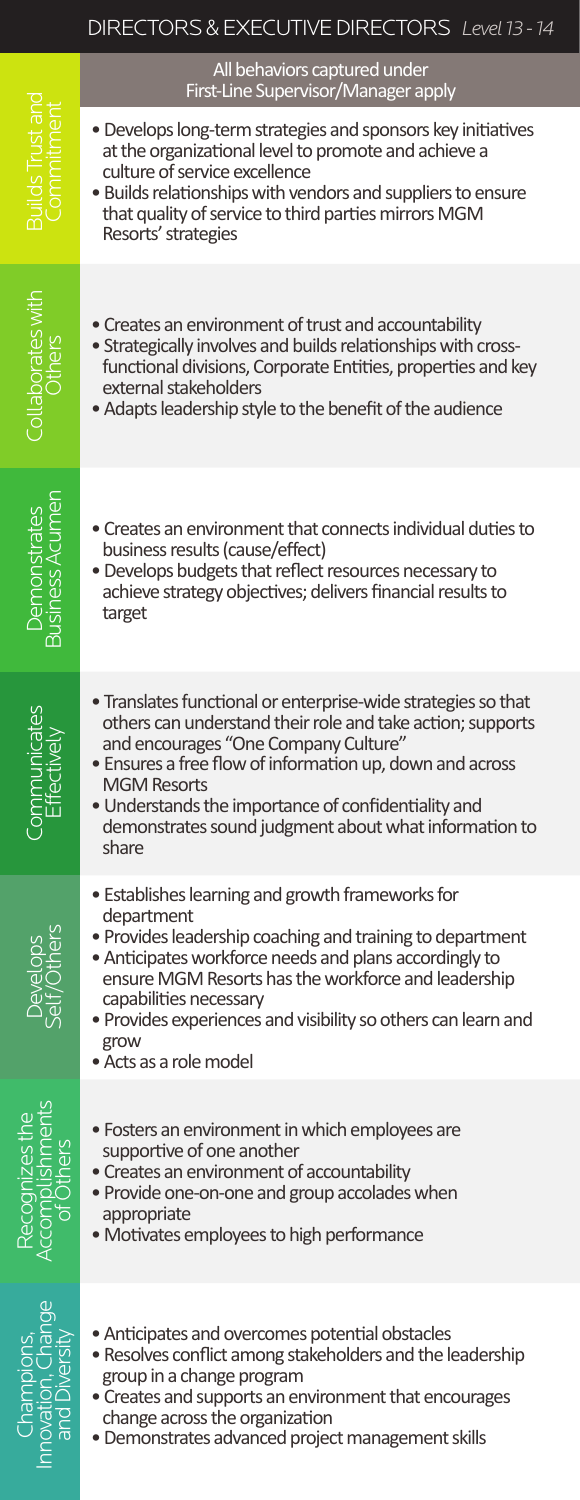# DIRECTORS & EXECUTIVE DIRECTORS *Level 13 - 14*

All behaviors captured under First-Line Supervisor/Manager apply

## Builds Trust and Commitment

- Develops long-term strategies and sponsors key initiatives at the organizational level to promote and achieve a culture of service excellence
- Builds relationships with vendors and suppliers to ensure that quality of service to third parties mirrors MGM Resorts' strategies

## Collaborates with Others

- Creates an environment of trust and accountability
- Strategically involves and builds relationships with cross-functional divisions, Corporate Entities, properties and key external stakeholders
- Adapts leadership style to the benefit of the audience

## Demonstrates Business Acumen

- Creates an environment that connects individual duties to business results (cause/effect)
- Develops budgets that reflect resources necessary to achieve strategy objectives; delivers financial results to target

## Communicates Effectively

- Translates functional or enterprise-wide strategies so that others can understand their role and take action; supports and encourages "One Company Culture"
- Ensures a free flow of information up, down and across MGM Resorts
- Understands the importance of confidentiality and demonstrates sound judgment about what information to share

## Develops Self/Others

- Establishes learning and growth frameworks for department
- Provides leadership coaching and training to department
- Anticipates workforce needs and plans accordingly to ensure MGM Resorts has the workforce and leadership capabilities necessary
- Provides experiences and visibility so others can learn and grow
- Acts as a role model

## Recognizes the Accomplishments of Others

- Fosters an environment in which employees are supportive of one another
- Creates an environment of accountability
- Provide one-on-one and group accolades when appropriate
- Motivates employees to high performance

## Champions, Innovation, Change and Diversity

- Anticipates and overcomes potential obstacles
- Resolves conflict among stakeholders and the leadership group in a change program
- Creates and supports an environment that encourages change across the organization
- Demonstrates advanced project management skills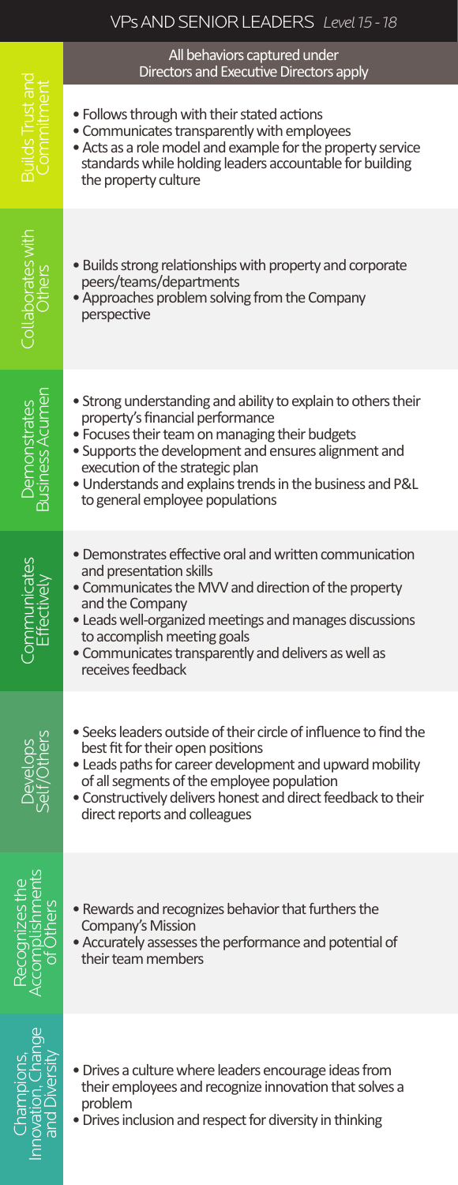# VPs AND SENIOR LEADERS *Level 15 - 18*

All behaviors captured under Directors and Executive Directors apply

| Competency | Behaviors |
|---|---|
| Builds Trust and Commitment | • Follows through with their stated actions<br>• Communicates transparently with employees<br>• Acts as a role model and example for the property service standards while holding leaders accountable for building the property culture |
| Collaborates with Others | • Builds strong relationships with property and corporate peers/teams/departments<br>• Approaches problem solving from the Company perspective |
| Demonstrates Business Acumen | • Strong understanding and ability to explain to others their property's financial performance<br>• Focuses their team on managing their budgets<br>• Supports the development and ensures alignment and execution of the strategic plan<br>• Understands and explains trends in the business and P&L to general employee populations |
| Communicates Effectively | • Demonstrates effective oral and written communication and presentation skills<br>• Communicates the MVV and direction of the property and the Company<br>• Leads well-organized meetings and manages discussions to accomplish meeting goals<br>• Communicates transparently and delivers as well as receives feedback |
| Develops Self/Others | • Seeks leaders outside of their circle of influence to find the best fit for their open positions<br>• Leads paths for career development and upward mobility of all segments of the employee population<br>• Constructively delivers honest and direct feedback to their direct reports and colleagues |
| Recognizes the Accomplishments of Others | • Rewards and recognizes behavior that furthers the Company's Mission<br>• Accurately assesses the performance and potential of their team members |
| Champions, Innovation, Change and Diversity | • Drives a culture where leaders encourage ideas from their employees and recognize innovation that solves a problem<br>• Drives inclusion and respect for diversity in thinking |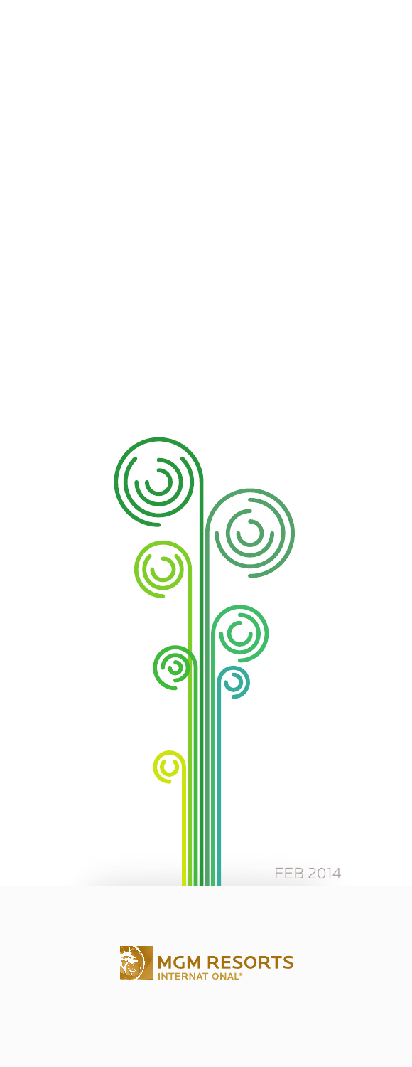FEB 2014

MGM RESORTS INTERNATIONAL®